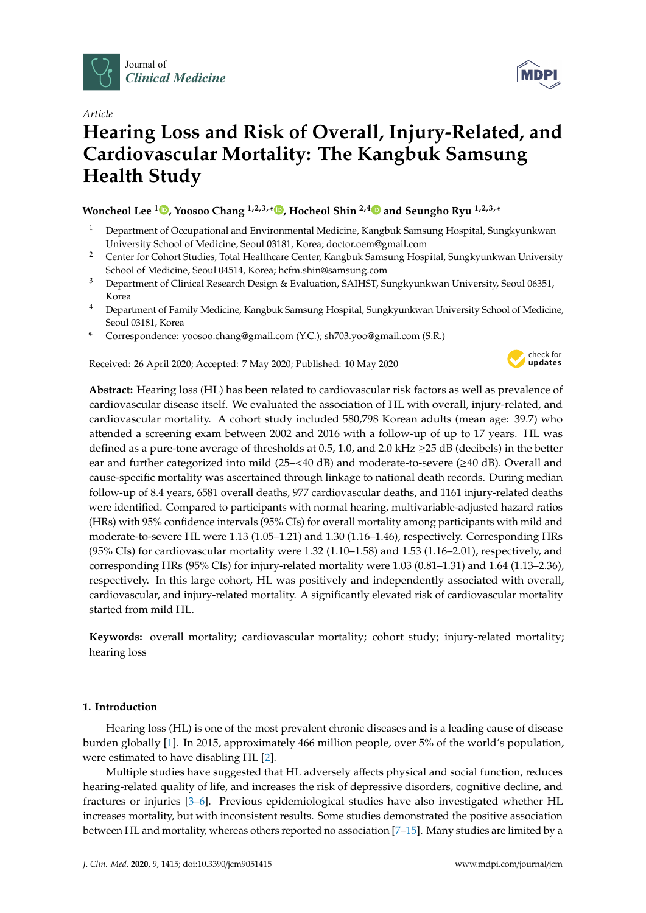Journal of *Clinical Medicine*

*Article*

# Hearing Loss and Risk of Overall, Injury-Related, and Cardiovascular Mortality: The Kangbuk Samsung Health Study

**Woncheol Lee [1], Yoosoo Chang [1,2,3,*], Hocheol Shin [2,4] and Seungho Ryu [1,2,3,*]**

1. Department of Occupational and Environmental Medicine, Kangbuk Samsung Hospital, Sungkyunkwan University School of Medicine, Seoul 03181, Korea; doctor.oem@gmail.com
2. Center for Cohort Studies, Total Healthcare Center, Kangbuk Samsung Hospital, Sungkyunkwan University School of Medicine, Seoul 04514, Korea; hcfm.shin@samsung.com
3. Department of Clinical Research Design & Evaluation, SAIHST, Sungkyunkwan University, Seoul 06351, Korea
4. Department of Family Medicine, Kangbuk Samsung Hospital, Sungkyunkwan University School of Medicine, Seoul 03181, Korea

\* Correspondence: yoosoo.chang@gmail.com (Y.C.); sh703.yoo@gmail.com (S.R.)

Received: 26 April 2020; Accepted: 7 May 2020; Published: 10 May 2020

**Abstract:** Hearing loss (HL) has been related to cardiovascular risk factors as well as prevalence of cardiovascular disease itself. We evaluated the association of HL with overall, injury-related, and cardiovascular mortality. A cohort study included 580,798 Korean adults (mean age: 39.7) who attended a screening exam between 2002 and 2016 with a follow-up of up to 17 years. HL was defined as a pure-tone average of thresholds at 0.5, 1.0, and 2.0 kHz ≥25 dB (decibels) in the better ear and further categorized into mild (25–<40 dB) and moderate-to-severe (≥40 dB). Overall and cause-specific mortality was ascertained through linkage to national death records. During median follow-up of 8.4 years, 6581 overall deaths, 977 cardiovascular deaths, and 1161 injury-related deaths were identified. Compared to participants with normal hearing, multivariable-adjusted hazard ratios (HRs) with 95% confidence intervals (95% CIs) for overall mortality among participants with mild and moderate-to-severe HL were 1.13 (1.05–1.21) and 1.30 (1.16–1.46), respectively. Corresponding HRs (95% CIs) for cardiovascular mortality were 1.32 (1.10–1.58) and 1.53 (1.16–2.01), respectively, and corresponding HRs (95% CIs) for injury-related mortality were 1.03 (0.81–1.31) and 1.64 (1.13–2.36), respectively. In this large cohort, HL was positively and independently associated with overall, cardiovascular, and injury-related mortality. A significantly elevated risk of cardiovascular mortality started from mild HL.

**Keywords:** overall mortality; cardiovascular mortality; cohort study; injury-related mortality; hearing loss

## 1. Introduction

Hearing loss (HL) is one of the most prevalent chronic diseases and is a leading cause of disease burden globally [1]. In 2015, approximately 466 million people, over 5% of the world's population, were estimated to have disabling HL [2].

Multiple studies have suggested that HL adversely affects physical and social function, reduces hearing-related quality of life, and increases the risk of depressive disorders, cognitive decline, and fractures or injuries [3–6]. Previous epidemiological studies have also investigated whether HL increases mortality, but with inconsistent results. Some studies demonstrated the positive association between HL and mortality, whereas others reported no association [7–15]. Many studies are limited by a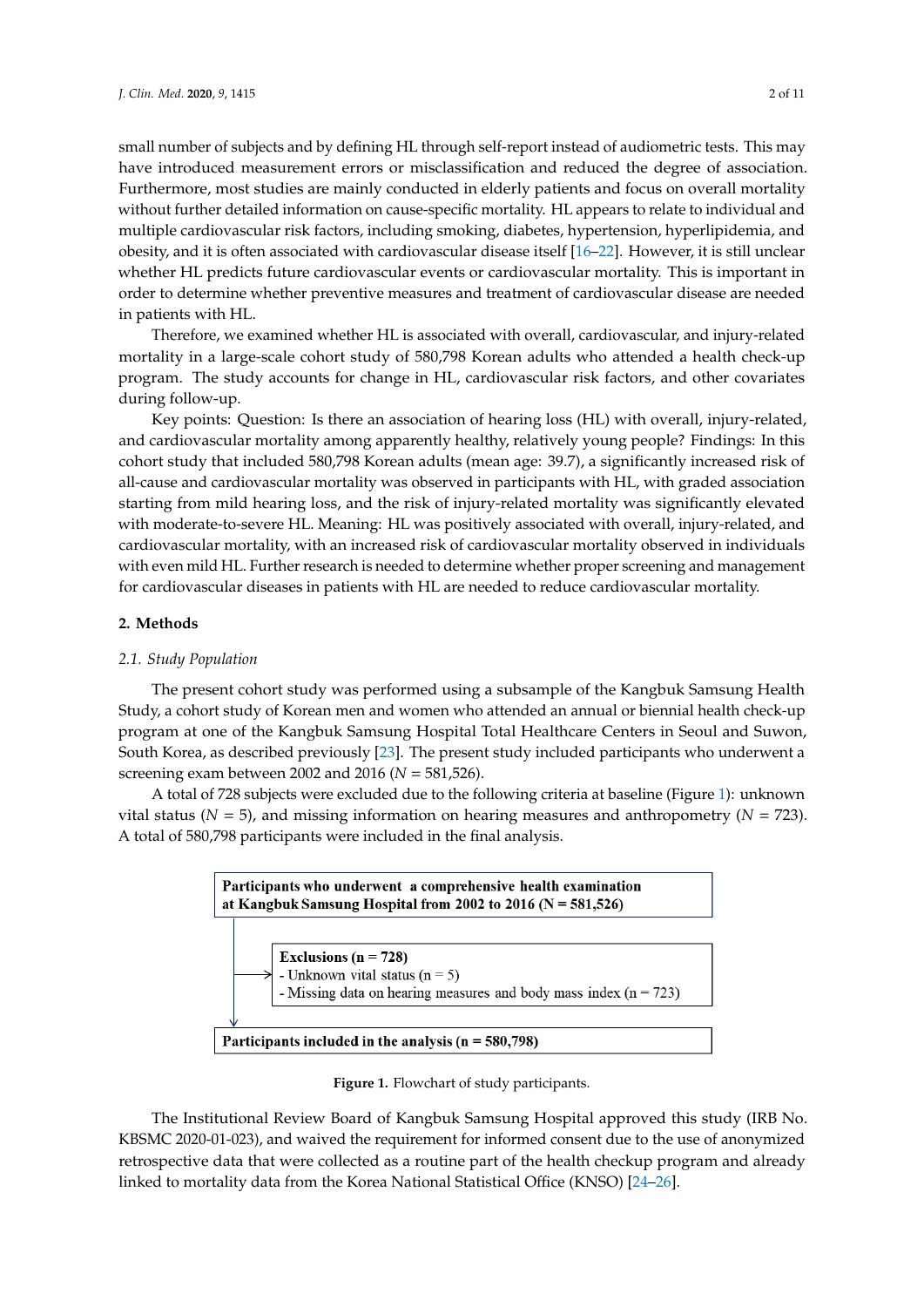small number of subjects and by defining HL through self-report instead of audiometric tests. This may have introduced measurement errors or misclassification and reduced the degree of association. Furthermore, most studies are mainly conducted in elderly patients and focus on overall mortality without further detailed information on cause-specific mortality. HL appears to relate to individual and multiple cardiovascular risk factors, including smoking, diabetes, hypertension, hyperlipidemia, and obesity, and it is often associated with cardiovascular disease itself [16–22]. However, it is still unclear whether HL predicts future cardiovascular events or cardiovascular mortality. This is important in order to determine whether preventive measures and treatment of cardiovascular disease are needed in patients with HL.

Therefore, we examined whether HL is associated with overall, cardiovascular, and injury-related mortality in a large-scale cohort study of 580,798 Korean adults who attended a health check-up program. The study accounts for change in HL, cardiovascular risk factors, and other covariates during follow-up.

Key points: Question: Is there an association of hearing loss (HL) with overall, injury-related, and cardiovascular mortality among apparently healthy, relatively young people? Findings: In this cohort study that included 580,798 Korean adults (mean age: 39.7), a significantly increased risk of all-cause and cardiovascular mortality was observed in participants with HL, with graded association starting from mild hearing loss, and the risk of injury-related mortality was significantly elevated with moderate-to-severe HL. Meaning: HL was positively associated with overall, injury-related, and cardiovascular mortality, with an increased risk of cardiovascular mortality observed in individuals with even mild HL. Further research is needed to determine whether proper screening and management for cardiovascular diseases in patients with HL are needed to reduce cardiovascular mortality.

## 2. Methods

### *2.1. Study Population*

The present cohort study was performed using a subsample of the Kangbuk Samsung Health Study, a cohort study of Korean men and women who attended an annual or biennial health check-up program at one of the Kangbuk Samsung Hospital Total Healthcare Centers in Seoul and Suwon, South Korea, as described previously [23]. The present study included participants who underwent a screening exam between 2002 and 2016 (*N* = 581,526).

A total of 728 subjects were excluded due to the following criteria at baseline (Figure 1): unknown vital status (*N* = 5), and missing information on hearing measures and anthropometry (*N* = 723). A total of 580,798 participants were included in the final analysis.

**Participants who underwent a comprehensive health examination at Kangbuk Samsung Hospital from 2002 to 2016 (N = 581,526)**

**Exclusions (n = 728)**
- Unknown vital status (n = 5)
- Missing data on hearing measures and body mass index (n = 723)

**Participants included in the analysis (n = 580,798)**

**Figure 1.** Flowchart of study participants.

The Institutional Review Board of Kangbuk Samsung Hospital approved this study (IRB No. KBSMC 2020-01-023), and waived the requirement for informed consent due to the use of anonymized retrospective data that were collected as a routine part of the health checkup program and already linked to mortality data from the Korea National Statistical Office (KNSO) [24–26].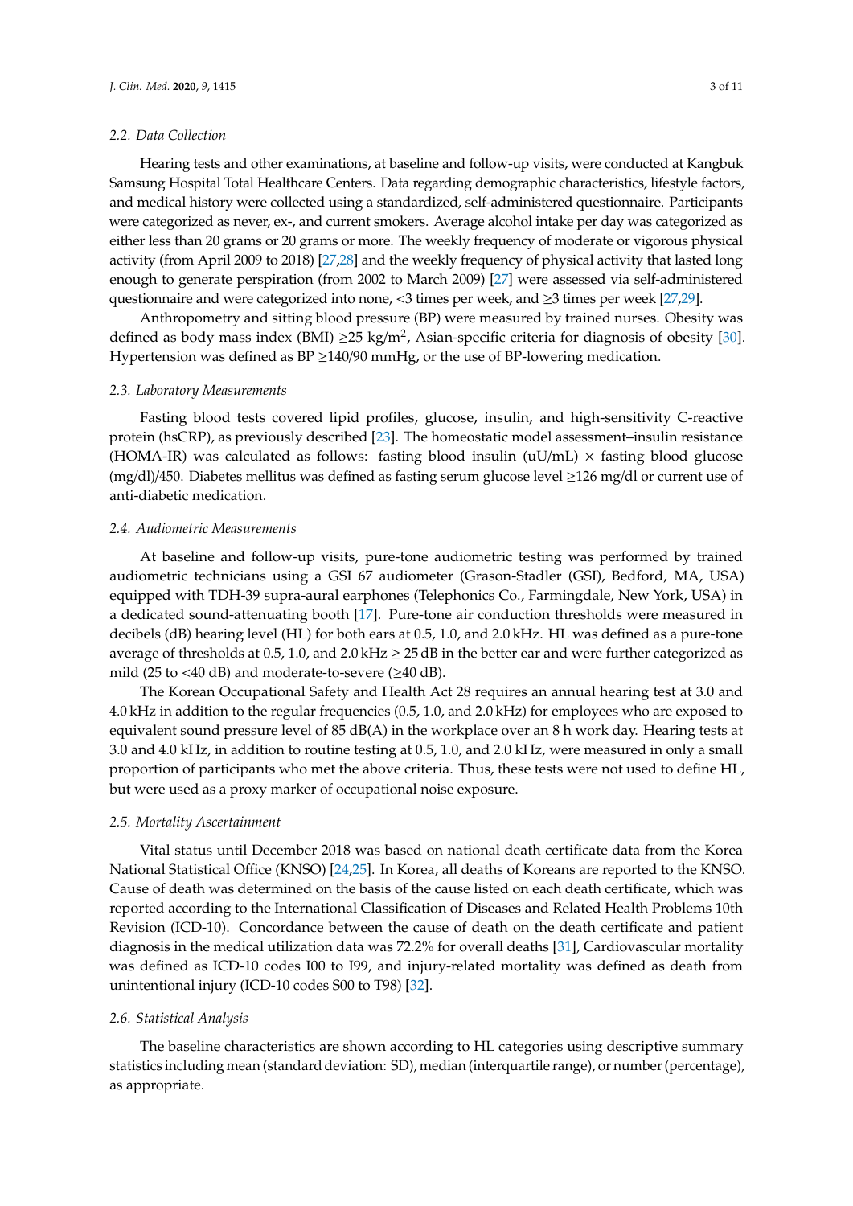### 2.2. Data Collection

Hearing tests and other examinations, at baseline and follow-up visits, were conducted at Kangbuk Samsung Hospital Total Healthcare Centers. Data regarding demographic characteristics, lifestyle factors, and medical history were collected using a standardized, self-administered questionnaire. Participants were categorized as never, ex-, and current smokers. Average alcohol intake per day was categorized as either less than 20 grams or 20 grams or more. The weekly frequency of moderate or vigorous physical activity (from April 2009 to 2018) [27,28] and the weekly frequency of physical activity that lasted long enough to generate perspiration (from 2002 to March 2009) [27] were assessed via self-administered questionnaire and were categorized into none, <3 times per week, and ≥3 times per week [27,29].

Anthropometry and sitting blood pressure (BP) were measured by trained nurses. Obesity was defined as body mass index (BMI) ≥25 kg/m$^2$, Asian-specific criteria for diagnosis of obesity [30]. Hypertension was defined as BP ≥140/90 mmHg, or the use of BP-lowering medication.

### 2.3. Laboratory Measurements

Fasting blood tests covered lipid profiles, glucose, insulin, and high-sensitivity C-reactive protein (hsCRP), as previously described [23]. The homeostatic model assessment–insulin resistance (HOMA-IR) was calculated as follows: fasting blood insulin (uU/mL) × fasting blood glucose (mg/dl)/450. Diabetes mellitus was defined as fasting serum glucose level ≥126 mg/dl or current use of anti-diabetic medication.

### 2.4. Audiometric Measurements

At baseline and follow-up visits, pure-tone audiometric testing was performed by trained audiometric technicians using a GSI 67 audiometer (Grason-Stadler (GSI), Bedford, MA, USA) equipped with TDH-39 supra-aural earphones (Telephonics Co., Farmingdale, New York, USA) in a dedicated sound-attenuating booth [17]. Pure-tone air conduction thresholds were measured in decibels (dB) hearing level (HL) for both ears at 0.5, 1.0, and 2.0 kHz. HL was defined as a pure-tone average of thresholds at 0.5, 1.0, and 2.0 kHz ≥ 25 dB in the better ear and were further categorized as mild (25 to <40 dB) and moderate-to-severe (≥40 dB).

The Korean Occupational Safety and Health Act 28 requires an annual hearing test at 3.0 and 4.0 kHz in addition to the regular frequencies (0.5, 1.0, and 2.0 kHz) for employees who are exposed to equivalent sound pressure level of 85 dB(A) in the workplace over an 8 h work day. Hearing tests at 3.0 and 4.0 kHz, in addition to routine testing at 0.5, 1.0, and 2.0 kHz, were measured in only a small proportion of participants who met the above criteria. Thus, these tests were not used to define HL, but were used as a proxy marker of occupational noise exposure.

### 2.5. Mortality Ascertainment

Vital status until December 2018 was based on national death certificate data from the Korea National Statistical Office (KNSO) [24,25]. In Korea, all deaths of Koreans are reported to the KNSO. Cause of death was determined on the basis of the cause listed on each death certificate, which was reported according to the International Classification of Diseases and Related Health Problems 10th Revision (ICD-10). Concordance between the cause of death on the death certificate and patient diagnosis in the medical utilization data was 72.2% for overall deaths [31], Cardiovascular mortality was defined as ICD-10 codes I00 to I99, and injury-related mortality was defined as death from unintentional injury (ICD-10 codes S00 to T98) [32].

### 2.6. Statistical Analysis

The baseline characteristics are shown according to HL categories using descriptive summary statistics including mean (standard deviation: SD), median (interquartile range), or number (percentage), as appropriate.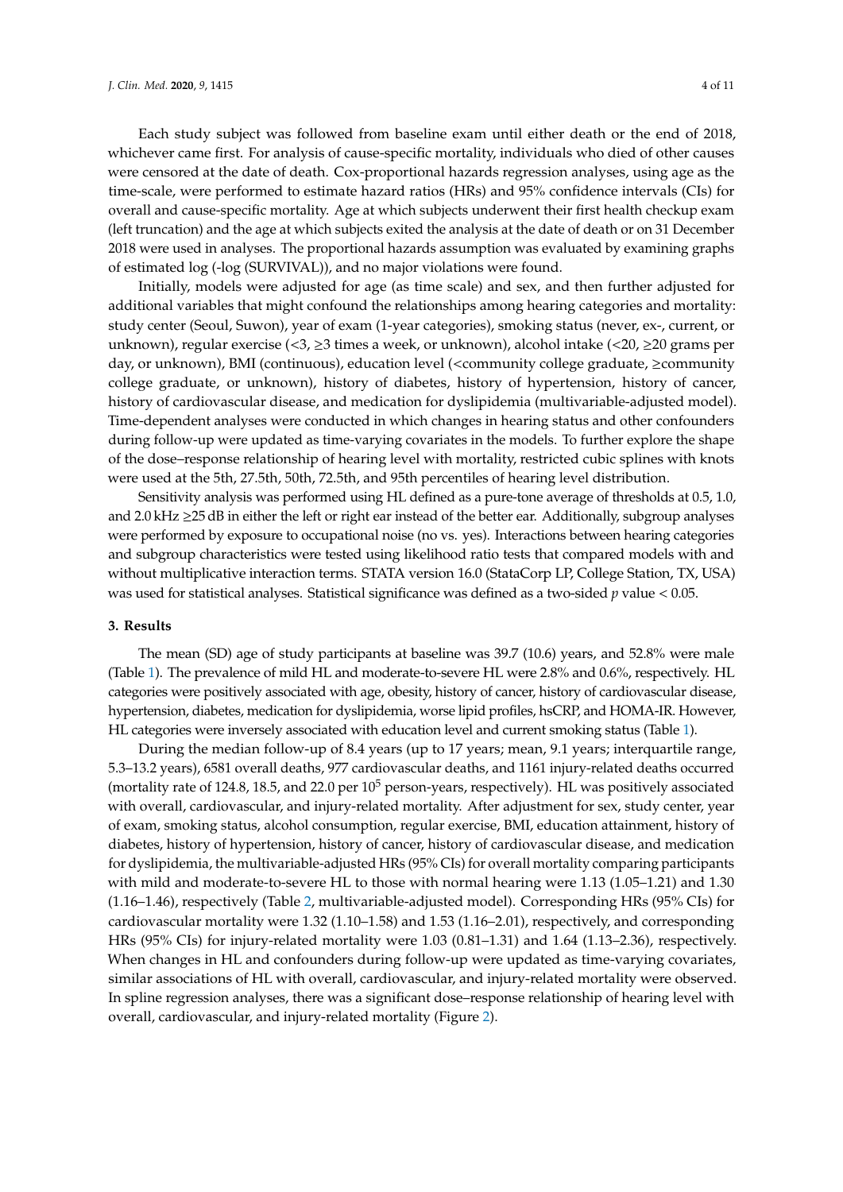Each study subject was followed from baseline exam until either death or the end of 2018, whichever came first. For analysis of cause-specific mortality, individuals who died of other causes were censored at the date of death. Cox-proportional hazards regression analyses, using age as the time-scale, were performed to estimate hazard ratios (HRs) and 95% confidence intervals (CIs) for overall and cause-specific mortality. Age at which subjects underwent their first health checkup exam (left truncation) and the age at which subjects exited the analysis at the date of death or on 31 December 2018 were used in analyses. The proportional hazards assumption was evaluated by examining graphs of estimated log (-log (SURVIVAL)), and no major violations were found.

Initially, models were adjusted for age (as time scale) and sex, and then further adjusted for additional variables that might confound the relationships among hearing categories and mortality: study center (Seoul, Suwon), year of exam (1-year categories), smoking status (never, ex-, current, or unknown), regular exercise (<3, ≥3 times a week, or unknown), alcohol intake (<20, ≥20 grams per day, or unknown), BMI (continuous), education level (<community college graduate, ≥community college graduate, or unknown), history of diabetes, history of hypertension, history of cancer, history of cardiovascular disease, and medication for dyslipidemia (multivariable-adjusted model). Time-dependent analyses were conducted in which changes in hearing status and other confounders during follow-up were updated as time-varying covariates in the models. To further explore the shape of the dose–response relationship of hearing level with mortality, restricted cubic splines with knots were used at the 5th, 27.5th, 50th, 72.5th, and 95th percentiles of hearing level distribution.

Sensitivity analysis was performed using HL defined as a pure-tone average of thresholds at 0.5, 1.0, and 2.0 kHz ≥25 dB in either the left or right ear instead of the better ear. Additionally, subgroup analyses were performed by exposure to occupational noise (no vs. yes). Interactions between hearing categories and subgroup characteristics were tested using likelihood ratio tests that compared models with and without multiplicative interaction terms. STATA version 16.0 (StataCorp LP, College Station, TX, USA) was used for statistical analyses. Statistical significance was defined as a two-sided $p$ value < 0.05.

## 3. Results

The mean (SD) age of study participants at baseline was 39.7 (10.6) years, and 52.8% were male (Table 1). The prevalence of mild HL and moderate-to-severe HL were 2.8% and 0.6%, respectively. HL categories were positively associated with age, obesity, history of cancer, history of cardiovascular disease, hypertension, diabetes, medication for dyslipidemia, worse lipid profiles, hsCRP, and HOMA-IR. However, HL categories were inversely associated with education level and current smoking status (Table 1).

During the median follow-up of 8.4 years (up to 17 years; mean, 9.1 years; interquartile range, 5.3–13.2 years), 6581 overall deaths, 977 cardiovascular deaths, and 1161 injury-related deaths occurred (mortality rate of 124.8, 18.5, and 22.0 per $10^5$ person-years, respectively). HL was positively associated with overall, cardiovascular, and injury-related mortality. After adjustment for sex, study center, year of exam, smoking status, alcohol consumption, regular exercise, BMI, education attainment, history of diabetes, history of hypertension, history of cancer, history of cardiovascular disease, and medication for dyslipidemia, the multivariable-adjusted HRs (95% CIs) for overall mortality comparing participants with mild and moderate-to-severe HL to those with normal hearing were 1.13 (1.05–1.21) and 1.30 (1.16–1.46), respectively (Table 2, multivariable-adjusted model). Corresponding HRs (95% CIs) for cardiovascular mortality were 1.32 (1.10–1.58) and 1.53 (1.16–2.01), respectively, and corresponding HRs (95% CIs) for injury-related mortality were 1.03 (0.81–1.31) and 1.64 (1.13–2.36), respectively. When changes in HL and confounders during follow-up were updated as time-varying covariates, similar associations of HL with overall, cardiovascular, and injury-related mortality were observed. In spline regression analyses, there was a significant dose–response relationship of hearing level with overall, cardiovascular, and injury-related mortality (Figure 2).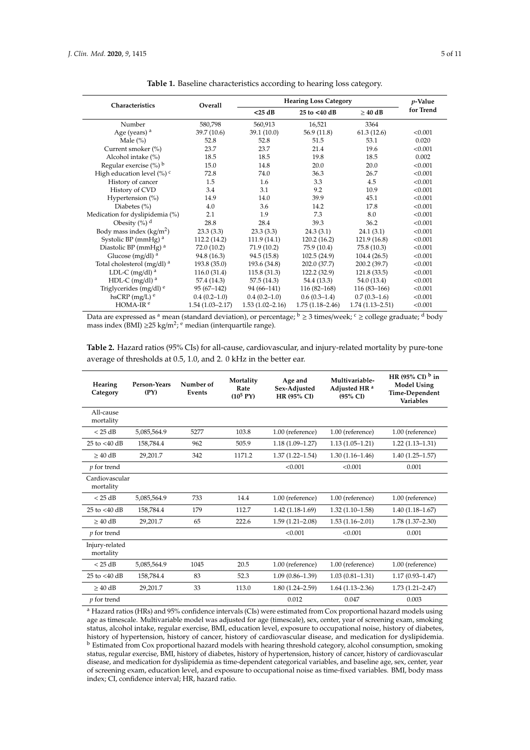**Table 1.** Baseline characteristics according to hearing loss category.

| Characteristics | Overall | Hearing Loss Category | | | p-Value for Trend |
|---|---|---|---|---|---|
| | | <25 dB | 25 to <40 dB | ≥ 40 dB | |
| Number | 580,798 | 560,913 | 16,521 | 3364 | |
| Age (years) [a] | 39.7 (10.6) | 39.1 (10.0) | 56.9 (11.8) | 61.3 (12.6) | <0.001 |
| Male (%) | 52.8 | 52.8 | 51.5 | 53.1 | 0.020 |
| Current smoker (%) | 23.7 | 23.7 | 21.4 | 19.6 | <0.001 |
| Alcohol intake (%) | 18.5 | 18.5 | 19.8 | 18.5 | 0.002 |
| Regular exercise (%) [b] | 15.0 | 14.8 | 20.0 | 20.0 | <0.001 |
| High education level (%) [c] | 72.8 | 74.0 | 36.3 | 26.7 | <0.001 |
| History of cancer | 1.5 | 1.6 | 3.3 | 4.5 | <0.001 |
| History of CVD | 3.4 | 3.1 | 9.2 | 10.9 | <0.001 |
| Hypertension (%) | 14.9 | 14.0 | 39.9 | 45.1 | <0.001 |
| Diabetes (%) | 4.0 | 3.6 | 14.2 | 17.8 | <0.001 |
| Medication for dyslipidemia (%) | 2.1 | 1.9 | 7.3 | 8.0 | <0.001 |
| Obesity (%) [d] | 28.8 | 28.4 | 39.3 | 36.2 | <0.001 |
| Body mass index (kg/m$^2$) | 23.3 (3.3) | 23.3 (3.3) | 24.3 (3.1) | 24.1 (3.1) | <0.001 |
| Systolic BP (mmHg) [a] | 112.2 (14.2) | 111.9 (14.1) | 120.2 (16.2) | 121.9 (16.8) | <0.001 |
| Diastolic BP (mmHg) [a] | 72.0 (10.2) | 71.9 (10.2) | 75.9 (10.4) | 75.8 (10.3) | <0.001 |
| Glucose (mg/dl) [a] | 94.8 (16.3) | 94.5 (15.8) | 102.5 (24.9) | 104.4 (26.5) | <0.001 |
| Total cholesterol (mg/dl) [a] | 193.8 (35.0) | 193.6 (34.8) | 202.0 (37.7) | 200.2 (39.7) | <0.001 |
| LDL-C (mg/dl) [a] | 116.0 (31.4) | 115.8 (31.3) | 122.2 (32.9) | 121.8 (33.5) | <0.001 |
| HDL-C (mg/dl) [a] | 57.4 (14.3) | 57.5 (14.3) | 54.4 (13.3) | 54.0 (13.4) | <0.001 |
| Triglycerides (mg/dl) [e] | 95 (67–142) | 94 (66–141) | 116 (82–168) | 116 (83–166) | <0.001 |
| hsCRP (mg/L) [e] | 0.4 (0.2–1.0) | 0.4 (0.2–1.0) | 0.6 (0.3–1.4) | 0.7 (0.3–1.6) | <0.001 |
| HOMA-IR [e] | 1.54 (1.03–2.17) | 1.53 (1.02–2.16) | 1.75 (1.18–2.46) | 1.74 (1.13–2.51) | <0.001 |

Data are expressed as [a] mean (standard deviation), or percentage; [b] ≥ 3 times/week; [c] ≥ college graduate; [d] body mass index (BMI) ≥25 kg/m$^2$; [e] median (interquartile range).

**Table 2.** Hazard ratios (95% CIs) for all-cause, cardiovascular, and injury-related mortality by pure-tone average of thresholds at 0.5, 1.0, and 2. 0 kHz in the better ear.

| Hearing Category | Person-Years (PY) | Number of Events | Mortality Rate ($10^5$ PY) | Age and Sex-Adjusted HR (95% CI) | Multivariable-Adjusted HR [a] (95% CI) | HR (95% CI) [b] in Model Using Time-Dependent Variables |
|---|---|---|---|---|---|---|
| All-cause mortality | | | | | | |
| < 25 dB | 5,085,564.9 | 5277 | 103.8 | 1.00 (reference) | 1.00 (reference) | 1.00 (reference) |
| 25 to <40 dB | 158,784.4 | 962 | 505.9 | 1.18 (1.09–1.27) | 1.13 (1.05–1.21) | 1.22 (1.13–1.31) |
| ≥ 40 dB | 29,201.7 | 342 | 1171.2 | 1.37 (1.22–1.54) | 1.30 (1.16–1.46) | 1.40 (1.25–1.57) |
| *p* for trend | | | | <0.001 | <0.001 | 0.001 |
| Cardiovascular mortality | | | | | | |
| < 25 dB | 5,085,564.9 | 733 | 14.4 | 1.00 (reference) | 1.00 (reference) | 1.00 (reference) |
| 25 to <40 dB | 158,784.4 | 179 | 112.7 | 1.42 (1.18-1.69) | 1.32 (1.10–1.58) | 1.40 (1.18–1.67) |
| ≥ 40 dB | 29,201.7 | 65 | 222.6 | 1.59 (1.21–2.08) | 1.53 (1.16–2.01) | 1.78 (1.37–2.30) |
| *p* for trend | | | | <0.001 | <0.001 | 0.001 |
| Injury-related mortality | | | | | | |
| < 25 dB | 5,085,564.9 | 1045 | 20.5 | 1.00 (reference) | 1.00 (reference) | 1.00 (reference) |
| 25 to <40 dB | 158,784.4 | 83 | 52.3 | 1.09 (0.86–1.39) | 1.03 (0.81–1.31) | 1.17 (0.93–1.47) |
| ≥ 40 dB | 29,201.7 | 33 | 113.0 | 1.80 (1.24–2.59) | 1.64 (1.13–2.36) | 1.73 (1.21–2.47) |
| *p* for trend | | | | 0.012 | 0.047 | 0.003 |

[a] Hazard ratios (HRs) and 95% confidence intervals (CIs) were estimated from Cox proportional hazard models using age as timescale. Multivariable model was adjusted for age (timescale), sex, center, year of screening exam, smoking status, alcohol intake, regular exercise, BMI, education level, exposure to occupational noise, history of diabetes, history of hypertension, history of cancer, history of cardiovascular disease, and medication for dyslipidemia. [b] Estimated from Cox proportional hazard models with hearing threshold category, alcohol consumption, smoking status, regular exercise, BMI, history of diabetes, history of hypertension, history of cancer, history of cardiovascular disease, and medication for dyslipidemia as time-dependent categorical variables, and baseline age, sex, center, year of screening exam, education level, and exposure to occupational noise as time-fixed variables. BMI, body mass index; CI, confidence interval; HR, hazard ratio.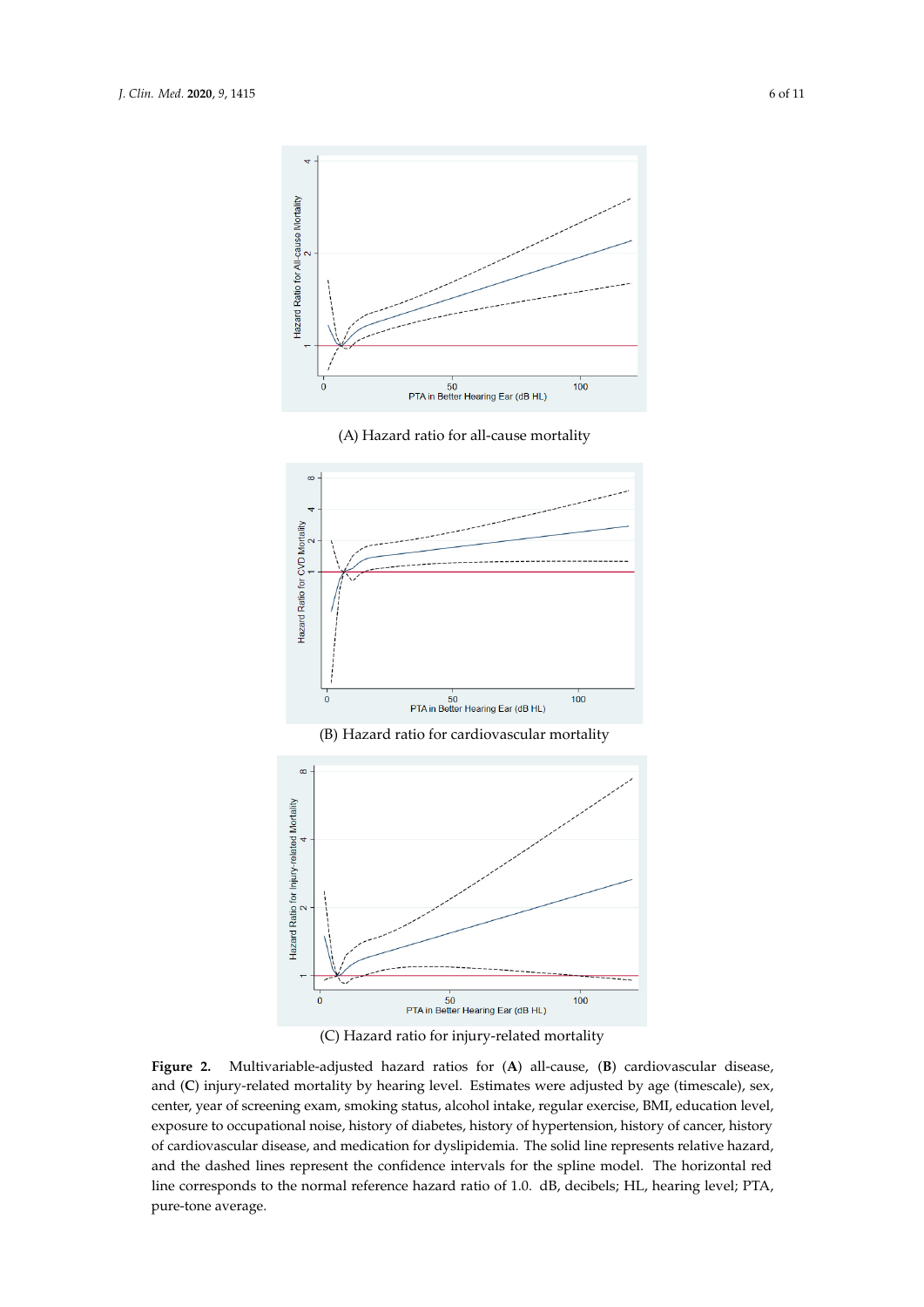(A) Hazard ratio for all-cause mortality

(B) Hazard ratio for cardiovascular mortality

(C) Hazard ratio for injury-related mortality

**Figure 2.** Multivariable-adjusted hazard ratios for (**A**) all-cause, (**B**) cardiovascular disease, and (**C**) injury-related mortality by hearing level. Estimates were adjusted by age (timescale), sex, center, year of screening exam, smoking status, alcohol intake, regular exercise, BMI, education level, exposure to occupational noise, history of diabetes, history of hypertension, history of cancer, history of cardiovascular disease, and medication for dyslipidemia. The solid line represents relative hazard, and the dashed lines represent the confidence intervals for the spline model. The horizontal red line corresponds to the normal reference hazard ratio of 1.0. dB, decibels; HL, hearing level; PTA, pure-tone average.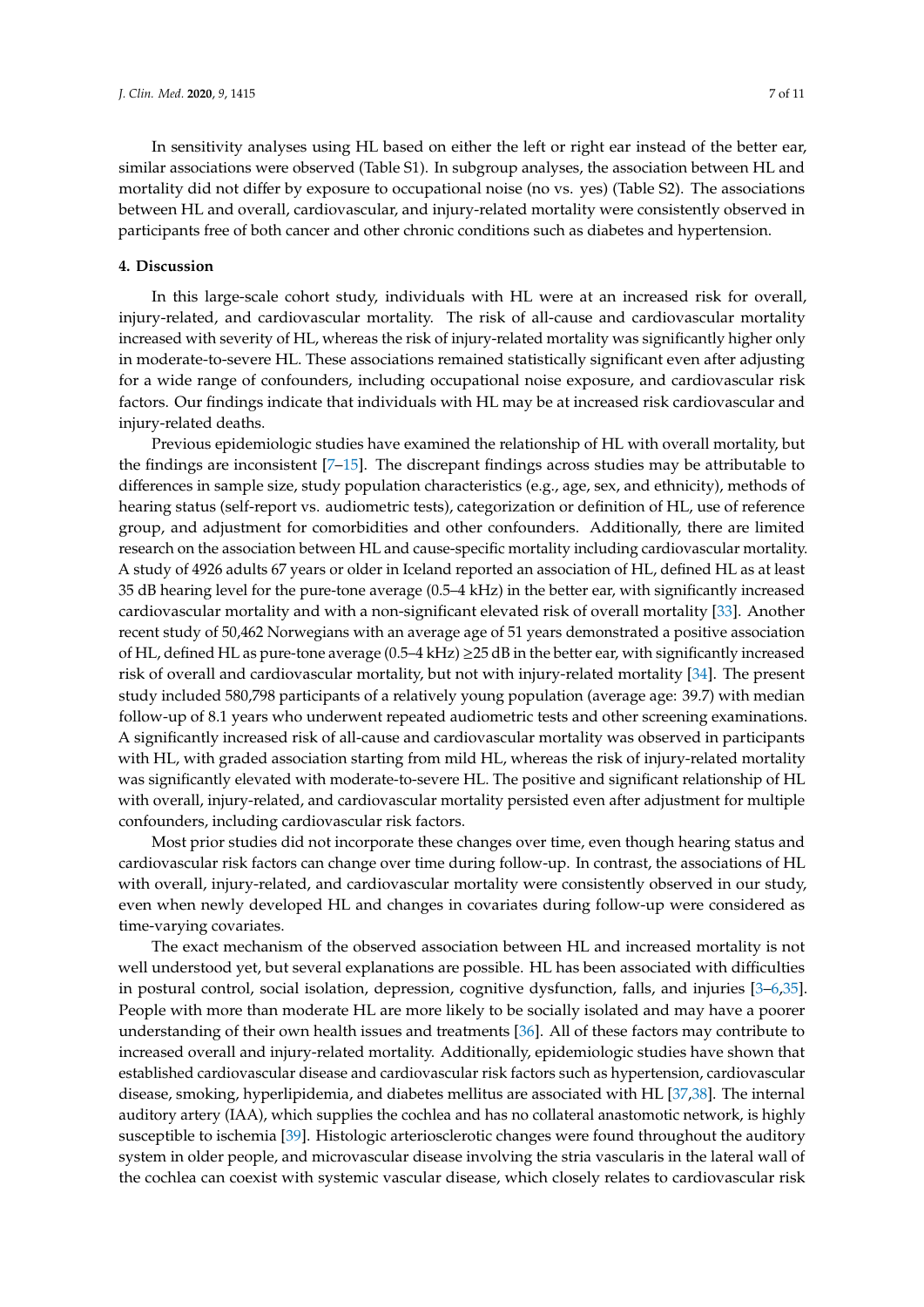In sensitivity analyses using HL based on either the left or right ear instead of the better ear, similar associations were observed (Table S1). In subgroup analyses, the association between HL and mortality did not differ by exposure to occupational noise (no vs. yes) (Table S2). The associations between HL and overall, cardiovascular, and injury-related mortality were consistently observed in participants free of both cancer and other chronic conditions such as diabetes and hypertension.

## 4. Discussion

In this large-scale cohort study, individuals with HL were at an increased risk for overall, injury-related, and cardiovascular mortality. The risk of all-cause and cardiovascular mortality increased with severity of HL, whereas the risk of injury-related mortality was significantly higher only in moderate-to-severe HL. These associations remained statistically significant even after adjusting for a wide range of confounders, including occupational noise exposure, and cardiovascular risk factors. Our findings indicate that individuals with HL may be at increased risk cardiovascular and injury-related deaths.

Previous epidemiologic studies have examined the relationship of HL with overall mortality, but the findings are inconsistent [7–15]. The discrepant findings across studies may be attributable to differences in sample size, study population characteristics (e.g., age, sex, and ethnicity), methods of hearing status (self-report vs. audiometric tests), categorization or definition of HL, use of reference group, and adjustment for comorbidities and other confounders. Additionally, there are limited research on the association between HL and cause-specific mortality including cardiovascular mortality. A study of 4926 adults 67 years or older in Iceland reported an association of HL, defined HL as at least 35 dB hearing level for the pure-tone average (0.5–4 kHz) in the better ear, with significantly increased cardiovascular mortality and with a non-significant elevated risk of overall mortality [33]. Another recent study of 50,462 Norwegians with an average age of 51 years demonstrated a positive association of HL, defined HL as pure-tone average (0.5–4 kHz) ≥25 dB in the better ear, with significantly increased risk of overall and cardiovascular mortality, but not with injury-related mortality [34]. The present study included 580,798 participants of a relatively young population (average age: 39.7) with median follow-up of 8.1 years who underwent repeated audiometric tests and other screening examinations. A significantly increased risk of all-cause and cardiovascular mortality was observed in participants with HL, with graded association starting from mild HL, whereas the risk of injury-related mortality was significantly elevated with moderate-to-severe HL. The positive and significant relationship of HL with overall, injury-related, and cardiovascular mortality persisted even after adjustment for multiple confounders, including cardiovascular risk factors.

Most prior studies did not incorporate these changes over time, even though hearing status and cardiovascular risk factors can change over time during follow-up. In contrast, the associations of HL with overall, injury-related, and cardiovascular mortality were consistently observed in our study, even when newly developed HL and changes in covariates during follow-up were considered as time-varying covariates.

The exact mechanism of the observed association between HL and increased mortality is not well understood yet, but several explanations are possible. HL has been associated with difficulties in postural control, social isolation, depression, cognitive dysfunction, falls, and injuries [3–6,35]. People with more than moderate HL are more likely to be socially isolated and may have a poorer understanding of their own health issues and treatments [36]. All of these factors may contribute to increased overall and injury-related mortality. Additionally, epidemiologic studies have shown that established cardiovascular disease and cardiovascular risk factors such as hypertension, cardiovascular disease, smoking, hyperlipidemia, and diabetes mellitus are associated with HL [37,38]. The internal auditory artery (IAA), which supplies the cochlea and has no collateral anastomotic network, is highly susceptible to ischemia [39]. Histologic arteriosclerotic changes were found throughout the auditory system in older people, and microvascular disease involving the stria vascularis in the lateral wall of the cochlea can coexist with systemic vascular disease, which closely relates to cardiovascular risk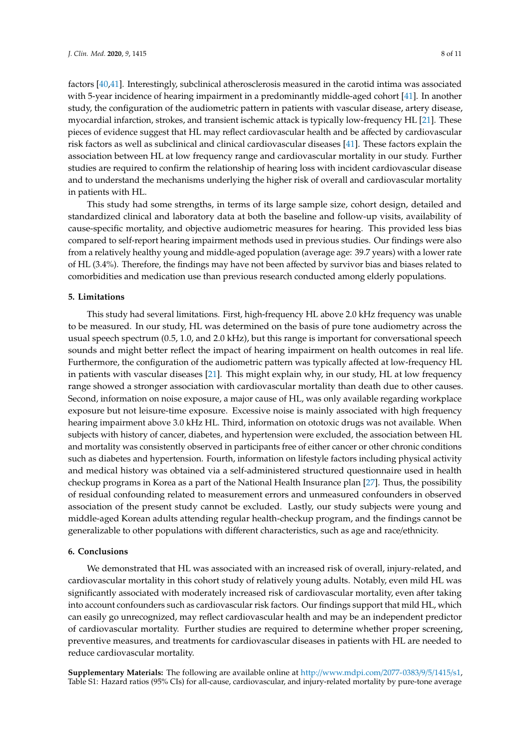factors [40,41]. Interestingly, subclinical atherosclerosis measured in the carotid intima was associated with 5-year incidence of hearing impairment in a predominantly middle-aged cohort [41]. In another study, the configuration of the audiometric pattern in patients with vascular disease, artery disease, myocardial infarction, strokes, and transient ischemic attack is typically low-frequency HL [21]. These pieces of evidence suggest that HL may reflect cardiovascular health and be affected by cardiovascular risk factors as well as subclinical and clinical cardiovascular diseases [41]. These factors explain the association between HL at low frequency range and cardiovascular mortality in our study. Further studies are required to confirm the relationship of hearing loss with incident cardiovascular disease and to understand the mechanisms underlying the higher risk of overall and cardiovascular mortality in patients with HL.

This study had some strengths, in terms of its large sample size, cohort design, detailed and standardized clinical and laboratory data at both the baseline and follow-up visits, availability of cause-specific mortality, and objective audiometric measures for hearing. This provided less bias compared to self-report hearing impairment methods used in previous studies. Our findings were also from a relatively healthy young and middle-aged population (average age: 39.7 years) with a lower rate of HL (3.4%). Therefore, the findings may have not been affected by survivor bias and biases related to comorbidities and medication use than previous research conducted among elderly populations.

## 5. Limitations

This study had several limitations. First, high-frequency HL above 2.0 kHz frequency was unable to be measured. In our study, HL was determined on the basis of pure tone audiometry across the usual speech spectrum (0.5, 1.0, and 2.0 kHz), but this range is important for conversational speech sounds and might better reflect the impact of hearing impairment on health outcomes in real life. Furthermore, the configuration of the audiometric pattern was typically affected at low-frequency HL in patients with vascular diseases [21]. This might explain why, in our study, HL at low frequency range showed a stronger association with cardiovascular mortality than death due to other causes. Second, information on noise exposure, a major cause of HL, was only available regarding workplace exposure but not leisure-time exposure. Excessive noise is mainly associated with high frequency hearing impairment above 3.0 kHz HL. Third, information on ototoxic drugs was not available. When subjects with history of cancer, diabetes, and hypertension were excluded, the association between HL and mortality was consistently observed in participants free of either cancer or other chronic conditions such as diabetes and hypertension. Fourth, information on lifestyle factors including physical activity and medical history was obtained via a self-administered structured questionnaire used in health checkup programs in Korea as a part of the National Health Insurance plan [27]. Thus, the possibility of residual confounding related to measurement errors and unmeasured confounders in observed association of the present study cannot be excluded. Lastly, our study subjects were young and middle-aged Korean adults attending regular health-checkup program, and the findings cannot be generalizable to other populations with different characteristics, such as age and race/ethnicity.

## 6. Conclusions

We demonstrated that HL was associated with an increased risk of overall, injury-related, and cardiovascular mortality in this cohort study of relatively young adults. Notably, even mild HL was significantly associated with moderately increased risk of cardiovascular mortality, even after taking into account confounders such as cardiovascular risk factors. Our findings support that mild HL, which can easily go unrecognized, may reflect cardiovascular health and may be an independent predictor of cardiovascular mortality. Further studies are required to determine whether proper screening, preventive measures, and treatments for cardiovascular diseases in patients with HL are needed to reduce cardiovascular mortality.

**Supplementary Materials:** The following are available online at http://www.mdpi.com/2077-0383/9/5/1415/s1, Table S1: Hazard ratios (95% CIs) for all-cause, cardiovascular, and injury-related mortality by pure-tone average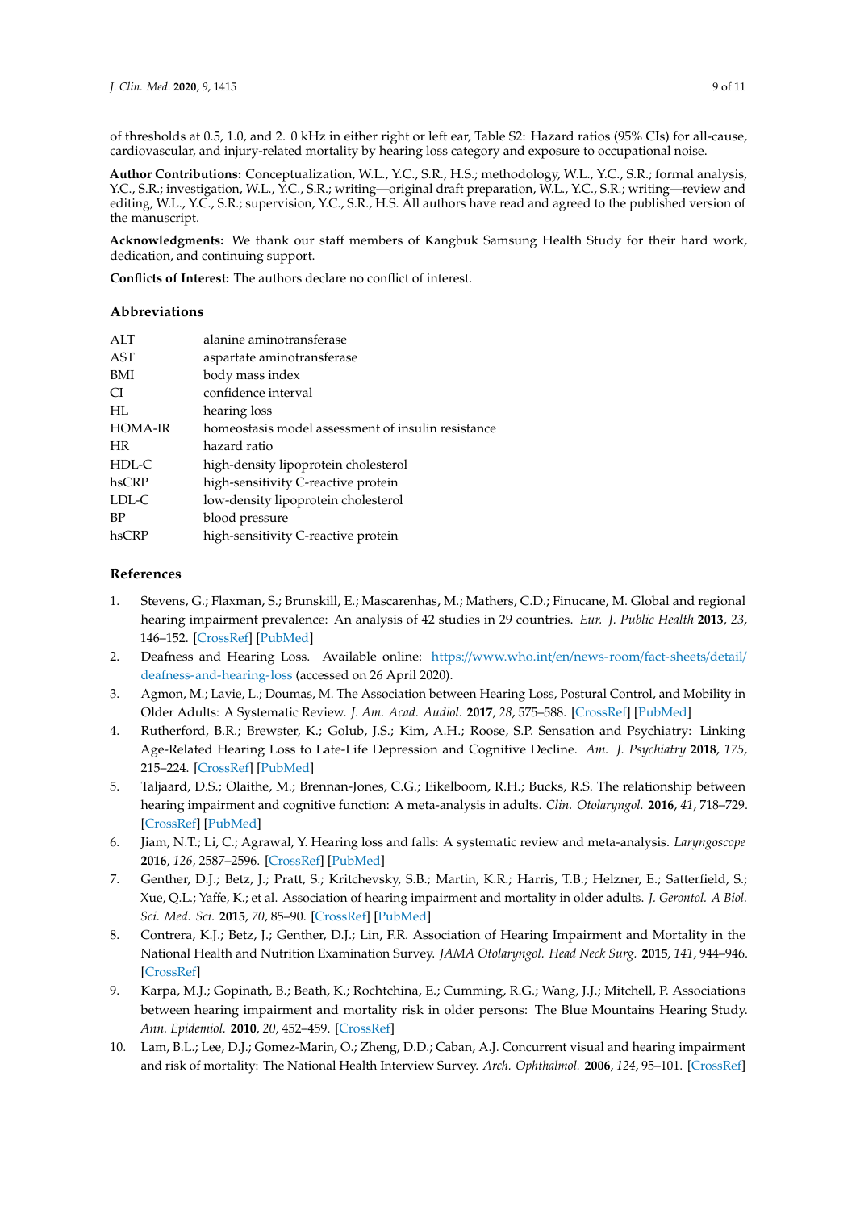of thresholds at 0.5, 1.0, and 2. 0 kHz in either right or left ear, Table S2: Hazard ratios (95% CIs) for all-cause, cardiovascular, and injury-related mortality by hearing loss category and exposure to occupational noise.

**Author Contributions:** Conceptualization, W.L., Y.C., S.R., H.S.; methodology, W.L., Y.C., S.R.; formal analysis, Y.C., S.R.; investigation, W.L., Y.C., S.R.; writing—original draft preparation, W.L., Y.C., S.R.; writing—review and editing, W.L., Y.C., S.R.; supervision, Y.C., S.R., H.S. All authors have read and agreed to the published version of the manuscript.

**Acknowledgments:** We thank our staff members of Kangbuk Samsung Health Study for their hard work, dedication, and continuing support.

**Conflicts of Interest:** The authors declare no conflict of interest.

## Abbreviations

| | |
|---|---|
| ALT | alanine aminotransferase |
| AST | aspartate aminotransferase |
| BMI | body mass index |
| CI | confidence interval |
| HL | hearing loss |
| HOMA-IR | homeostasis model assessment of insulin resistance |
| HR | hazard ratio |
| HDL-C | high-density lipoprotein cholesterol |
| hsCRP | high-sensitivity C-reactive protein |
| LDL-C | low-density lipoprotein cholesterol |
| BP | blood pressure |
| hsCRP | high-sensitivity C-reactive protein |

## References

1. Stevens, G.; Flaxman, S.; Brunskill, E.; Mascarenhas, M.; Mathers, C.D.; Finucane, M. Global and regional hearing impairment prevalence: An analysis of 42 studies in 29 countries. *Eur. J. Public Health* **2013**, *23*, 146–152. [CrossRef] [PubMed]
2. Deafness and Hearing Loss. Available online: https://www.who.int/en/news-room/fact-sheets/detail/deafness-and-hearing-loss (accessed on 26 April 2020).
3. Agmon, M.; Lavie, L.; Doumas, M. The Association between Hearing Loss, Postural Control, and Mobility in Older Adults: A Systematic Review. *J. Am. Acad. Audiol.* **2017**, *28*, 575–588. [CrossRef] [PubMed]
4. Rutherford, B.R.; Brewster, K.; Golub, J.S.; Kim, A.H.; Roose, S.P. Sensation and Psychiatry: Linking Age-Related Hearing Loss to Late-Life Depression and Cognitive Decline. *Am. J. Psychiatry* **2018**, *175*, 215–224. [CrossRef] [PubMed]
5. Taljaard, D.S.; Olaithe, M.; Brennan-Jones, C.G.; Eikelboom, R.H.; Bucks, R.S. The relationship between hearing impairment and cognitive function: A meta-analysis in adults. *Clin. Otolaryngol.* **2016**, *41*, 718–729. [CrossRef] [PubMed]
6. Jiam, N.T.; Li, C.; Agrawal, Y. Hearing loss and falls: A systematic review and meta-analysis. *Laryngoscope* **2016**, *126*, 2587–2596. [CrossRef] [PubMed]
7. Genther, D.J.; Betz, J.; Pratt, S.; Kritchevsky, S.B.; Martin, K.R.; Harris, T.B.; Helzner, E.; Satterfield, S.; Xue, Q.L.; Yaffe, K.; et al. Association of hearing impairment and mortality in older adults. *J. Gerontol. A Biol. Sci. Med. Sci.* **2015**, *70*, 85–90. [CrossRef] [PubMed]
8. Contrera, K.J.; Betz, J.; Genther, D.J.; Lin, F.R. Association of Hearing Impairment and Mortality in the National Health and Nutrition Examination Survey. *JAMA Otolaryngol. Head Neck Surg.* **2015**, *141*, 944–946. [CrossRef]
9. Karpa, M.J.; Gopinath, B.; Beath, K.; Rochtchina, E.; Cumming, R.G.; Wang, J.J.; Mitchell, P. Associations between hearing impairment and mortality risk in older persons: The Blue Mountains Hearing Study. *Ann. Epidemiol.* **2010**, *20*, 452–459. [CrossRef]
10. Lam, B.L.; Lee, D.J.; Gomez-Marin, O.; Zheng, D.D.; Caban, A.J. Concurrent visual and hearing impairment and risk of mortality: The National Health Interview Survey. *Arch. Ophthalmol.* **2006**, *124*, 95–101. [CrossRef]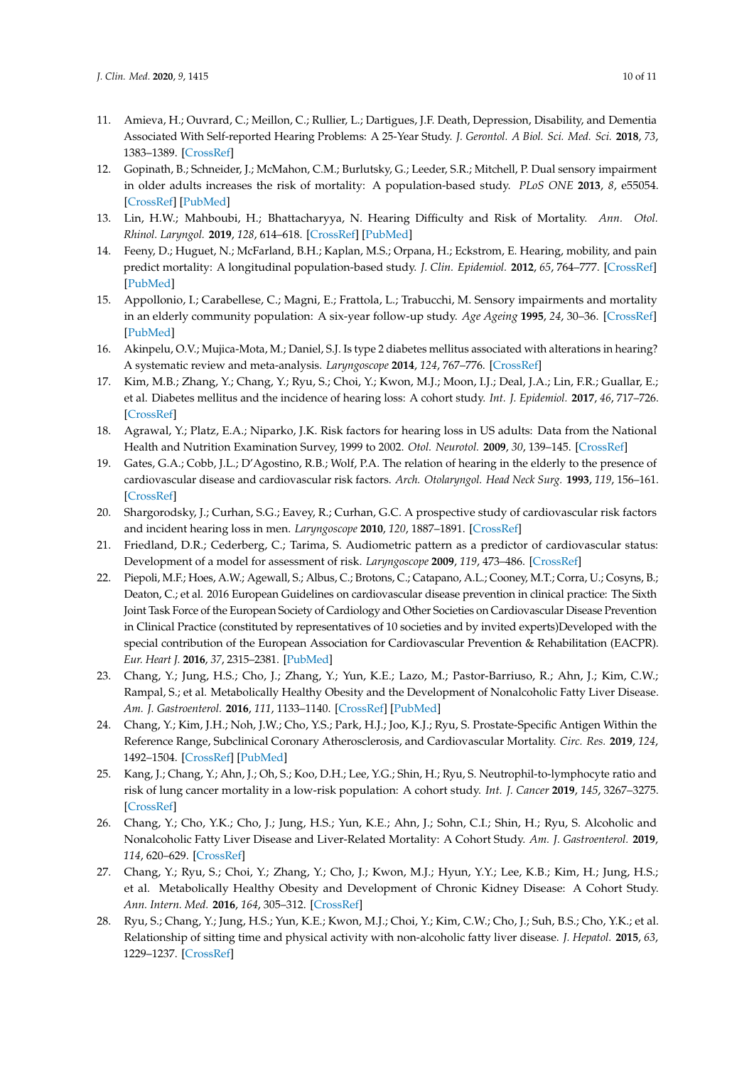11. Amieva, H.; Ouvrard, C.; Meillon, C.; Rullier, L.; Dartigues, J.F. Death, Depression, Disability, and Dementia Associated With Self-reported Hearing Problems: A 25-Year Study. *J. Gerontol. A Biol. Sci. Med. Sci.* **2018**, *73*, 1383–1389. [CrossRef]
12. Gopinath, B.; Schneider, J.; McMahon, C.M.; Burlutsky, G.; Leeder, S.R.; Mitchell, P. Dual sensory impairment in older adults increases the risk of mortality: A population-based study. *PLoS ONE* **2013**, *8*, e55054. [CrossRef] [PubMed]
13. Lin, H.W.; Mahboubi, H.; Bhattacharyya, N. Hearing Difficulty and Risk of Mortality. *Ann. Otol. Rhinol. Laryngol.* **2019**, *128*, 614–618. [CrossRef] [PubMed]
14. Feeny, D.; Huguet, N.; McFarland, B.H.; Kaplan, M.S.; Orpana, H.; Eckstrom, E. Hearing, mobility, and pain predict mortality: A longitudinal population-based study. *J. Clin. Epidemiol.* **2012**, *65*, 764–777. [CrossRef] [PubMed]
15. Appollonio, I.; Carabellese, C.; Magni, E.; Frattola, L.; Trabucchi, M. Sensory impairments and mortality in an elderly community population: A six-year follow-up study. *Age Ageing* **1995**, *24*, 30–36. [CrossRef] [PubMed]
16. Akinpelu, O.V.; Mujica-Mota, M.; Daniel, S.J. Is type 2 diabetes mellitus associated with alterations in hearing? A systematic review and meta-analysis. *Laryngoscope* **2014**, *124*, 767–776. [CrossRef]
17. Kim, M.B.; Zhang, Y.; Chang, Y.; Ryu, S.; Choi, Y.; Kwon, M.J.; Moon, I.J.; Deal, J.A.; Lin, F.R.; Guallar, E.; et al. Diabetes mellitus and the incidence of hearing loss: A cohort study. *Int. J. Epidemiol.* **2017**, *46*, 717–726. [CrossRef]
18. Agrawal, Y.; Platz, E.A.; Niparko, J.K. Risk factors for hearing loss in US adults: Data from the National Health and Nutrition Examination Survey, 1999 to 2002. *Otol. Neurotol.* **2009**, *30*, 139–145. [CrossRef]
19. Gates, G.A.; Cobb, J.L.; D'Agostino, R.B.; Wolf, P.A. The relation of hearing in the elderly to the presence of cardiovascular disease and cardiovascular risk factors. *Arch. Otolaryngol. Head Neck Surg.* **1993**, *119*, 156–161. [CrossRef]
20. Shargorodsky, J.; Curhan, S.G.; Eavey, R.; Curhan, G.C. A prospective study of cardiovascular risk factors and incident hearing loss in men. *Laryngoscope* **2010**, *120*, 1887–1891. [CrossRef]
21. Friedland, D.R.; Cederberg, C.; Tarima, S. Audiometric pattern as a predictor of cardiovascular status: Development of a model for assessment of risk. *Laryngoscope* **2009**, *119*, 473–486. [CrossRef]
22. Piepoli, M.F.; Hoes, A.W.; Agewall, S.; Albus, C.; Brotons, C.; Catapano, A.L.; Cooney, M.T.; Corra, U.; Cosyns, B.; Deaton, C.; et al. 2016 European Guidelines on cardiovascular disease prevention in clinical practice: The Sixth Joint Task Force of the European Society of Cardiology and Other Societies on Cardiovascular Disease Prevention in Clinical Practice (constituted by representatives of 10 societies and by invited experts)Developed with the special contribution of the European Association for Cardiovascular Prevention & Rehabilitation (EACPR). *Eur. Heart J.* **2016**, *37*, 2315–2381. [PubMed]
23. Chang, Y.; Jung, H.S.; Cho, J.; Zhang, Y.; Yun, K.E.; Lazo, M.; Pastor-Barriuso, R.; Ahn, J.; Kim, C.W.; Rampal, S.; et al. Metabolically Healthy Obesity and the Development of Nonalcoholic Fatty Liver Disease. *Am. J. Gastroenterol.* **2016**, *111*, 1133–1140. [CrossRef] [PubMed]
24. Chang, Y.; Kim, J.H.; Noh, J.W.; Cho, Y.S.; Park, H.J.; Joo, K.J.; Ryu, S. Prostate-Specific Antigen Within the Reference Range, Subclinical Coronary Atherosclerosis, and Cardiovascular Mortality. *Circ. Res.* **2019**, *124*, 1492–1504. [CrossRef] [PubMed]
25. Kang, J.; Chang, Y.; Ahn, J.; Oh, S.; Koo, D.H.; Lee, Y.G.; Shin, H.; Ryu, S. Neutrophil-to-lymphocyte ratio and risk of lung cancer mortality in a low-risk population: A cohort study. *Int. J. Cancer* **2019**, *145*, 3267–3275. [CrossRef]
26. Chang, Y.; Cho, Y.K.; Cho, J.; Jung, H.S.; Yun, K.E.; Ahn, J.; Sohn, C.I.; Shin, H.; Ryu, S. Alcoholic and Nonalcoholic Fatty Liver Disease and Liver-Related Mortality: A Cohort Study. *Am. J. Gastroenterol.* **2019**, *114*, 620–629. [CrossRef]
27. Chang, Y.; Ryu, S.; Choi, Y.; Zhang, Y.; Cho, J.; Kwon, M.J.; Hyun, Y.Y.; Lee, K.B.; Kim, H.; Jung, H.S.; et al. Metabolically Healthy Obesity and Development of Chronic Kidney Disease: A Cohort Study. *Ann. Intern. Med.* **2016**, *164*, 305–312. [CrossRef]
28. Ryu, S.; Chang, Y.; Jung, H.S.; Yun, K.E.; Kwon, M.J.; Choi, Y.; Kim, C.W.; Cho, J.; Suh, B.S.; Cho, Y.K.; et al. Relationship of sitting time and physical activity with non-alcoholic fatty liver disease. *J. Hepatol.* **2015**, *63*, 1229–1237. [CrossRef]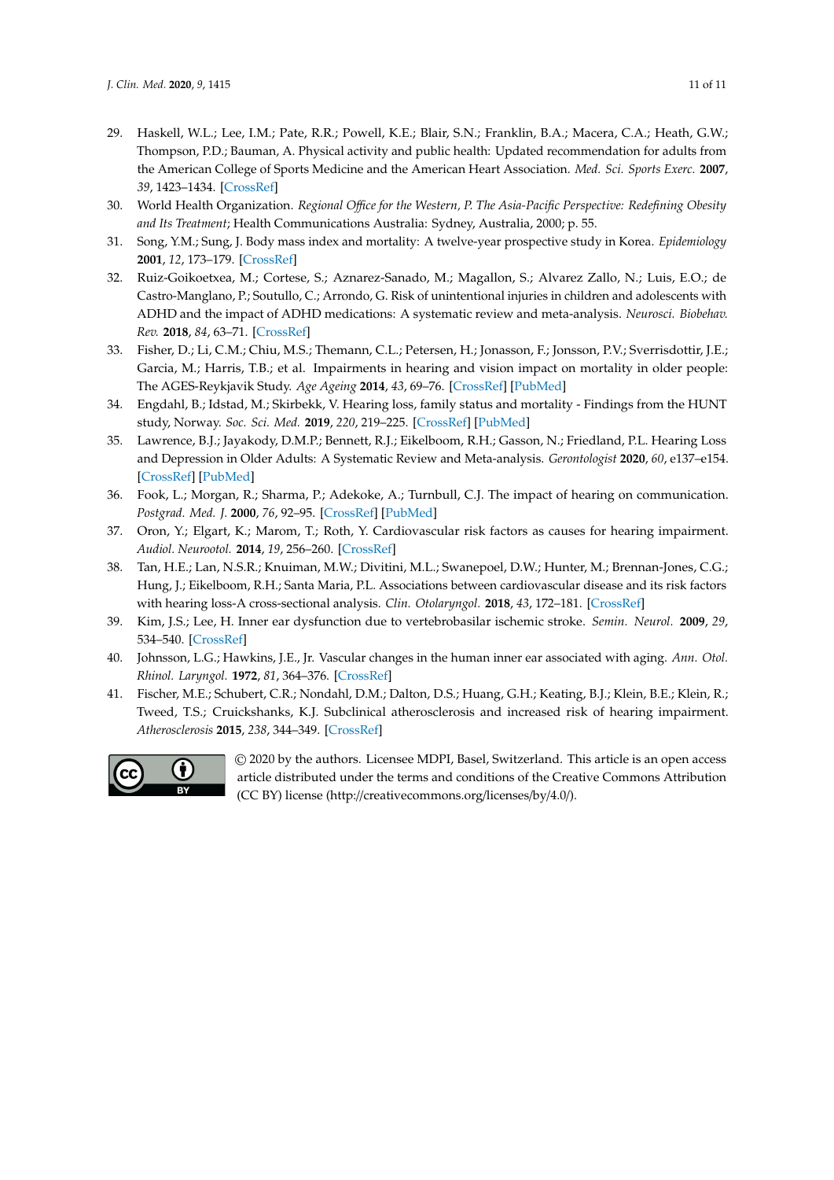29. Haskell, W.L.; Lee, I.M.; Pate, R.R.; Powell, K.E.; Blair, S.N.; Franklin, B.A.; Macera, C.A.; Heath, G.W.; Thompson, P.D.; Bauman, A. Physical activity and public health: Updated recommendation for adults from the American College of Sports Medicine and the American Heart Association. *Med. Sci. Sports Exerc.* **2007**, *39*, 1423–1434. [CrossRef]
30. World Health Organization. *Regional Office for the Western, P. The Asia-Pacific Perspective: Redefining Obesity and Its Treatment*; Health Communications Australia: Sydney, Australia, 2000; p. 55.
31. Song, Y.M.; Sung, J. Body mass index and mortality: A twelve-year prospective study in Korea. *Epidemiology* **2001**, *12*, 173–179. [CrossRef]
32. Ruiz-Goikoetxea, M.; Cortese, S.; Aznarez-Sanado, M.; Magallon, S.; Alvarez Zallo, N.; Luis, E.O.; de Castro-Manglano, P.; Soutullo, C.; Arrondo, G. Risk of unintentional injuries in children and adolescents with ADHD and the impact of ADHD medications: A systematic review and meta-analysis. *Neurosci. Biobehav. Rev.* **2018**, *84*, 63–71. [CrossRef]
33. Fisher, D.; Li, C.M.; Chiu, M.S.; Themann, C.L.; Petersen, H.; Jonasson, F.; Jonsson, P.V.; Sverrisdottir, J.E.; Garcia, M.; Harris, T.B.; et al. Impairments in hearing and vision impact on mortality in older people: The AGES-Reykjavik Study. *Age Ageing* **2014**, *43*, 69–76. [CrossRef] [PubMed]
34. Engdahl, B.; Idstad, M.; Skirbekk, V. Hearing loss, family status and mortality - Findings from the HUNT study, Norway. *Soc. Sci. Med.* **2019**, *220*, 219–225. [CrossRef] [PubMed]
35. Lawrence, B.J.; Jayakody, D.M.P.; Bennett, R.J.; Eikelboom, R.H.; Gasson, N.; Friedland, P.L. Hearing Loss and Depression in Older Adults: A Systematic Review and Meta-analysis. *Gerontologist* **2020**, *60*, e137–e154. [CrossRef] [PubMed]
36. Fook, L.; Morgan, R.; Sharma, P.; Adekoke, A.; Turnbull, C.J. The impact of hearing on communication. *Postgrad. Med. J.* **2000**, *76*, 92–95. [CrossRef] [PubMed]
37. Oron, Y.; Elgart, K.; Marom, T.; Roth, Y. Cardiovascular risk factors as causes for hearing impairment. *Audiol. Neurootol.* **2014**, *19*, 256–260. [CrossRef]
38. Tan, H.E.; Lan, N.S.R.; Knuiman, M.W.; Divitini, M.L.; Swanepoel, D.W.; Hunter, M.; Brennan-Jones, C.G.; Hung, J.; Eikelboom, R.H.; Santa Maria, P.L. Associations between cardiovascular disease and its risk factors with hearing loss-A cross-sectional analysis. *Clin. Otolaryngol.* **2018**, *43*, 172–181. [CrossRef]
39. Kim, J.S.; Lee, H. Inner ear dysfunction due to vertebrobasilar ischemic stroke. *Semin. Neurol.* **2009**, *29*, 534–540. [CrossRef]
40. Johnsson, L.G.; Hawkins, J.E., Jr. Vascular changes in the human inner ear associated with aging. *Ann. Otol. Rhinol. Laryngol.* **1972**, *81*, 364–376. [CrossRef]
41. Fischer, M.E.; Schubert, C.R.; Nondahl, D.M.; Dalton, D.S.; Huang, G.H.; Keating, B.J.; Klein, B.E.; Klein, R.; Tweed, T.S.; Cruickshanks, K.J. Subclinical atherosclerosis and increased risk of hearing impairment. *Atherosclerosis* **2015**, *238*, 344–349. [CrossRef]

© 2020 by the authors. Licensee MDPI, Basel, Switzerland. This article is an open access article distributed under the terms and conditions of the Creative Commons Attribution (CC BY) license (http://creativecommons.org/licenses/by/4.0/).